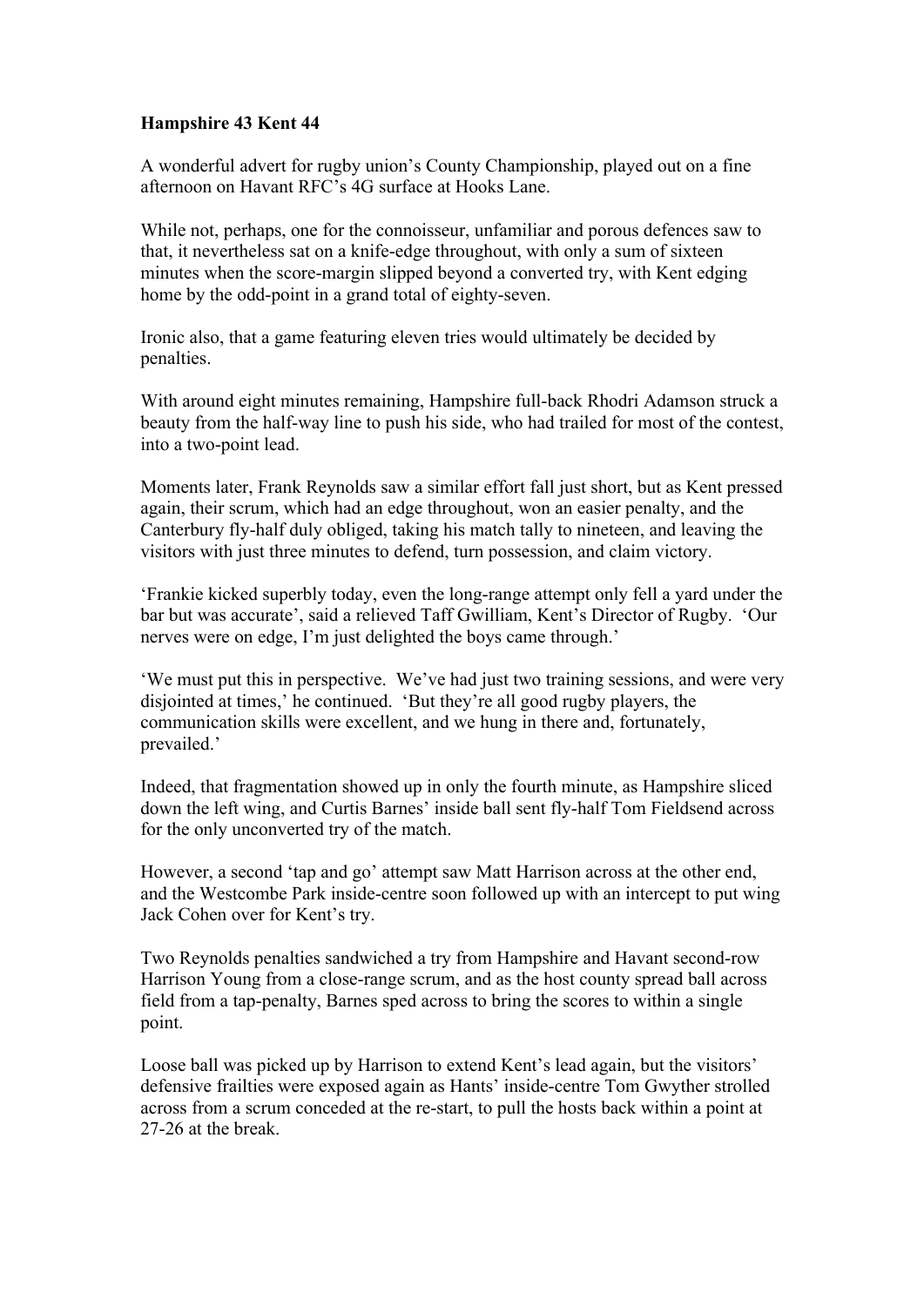**Hampshire 43 Kent 44**

A wonderful advert for rugby union's County Championship, played out on a fine afternoon on Havant RFC's 4G surface at Hooks Lane.

While not, perhaps, one for the connoisseur, unfamiliar and porous defences saw to that, it nevertheless sat on a knife-edge throughout, with only a sum of sixteen minutes when the score-margin slipped beyond a converted try, with Kent edging home by the odd-point in a grand total of eighty-seven.

Ironic also, that a game featuring eleven tries would ultimately be decided by penalties.

With around eight minutes remaining, Hampshire full-back Rhodri Adamson struck a beauty from the half-way line to push his side, who had trailed for most of the contest, into a two-point lead.

Moments later, Frank Reynolds saw a similar effort fall just short, but as Kent pressed again, their scrum, which had an edge throughout, won an easier penalty, and the Canterbury fly-half duly obliged, taking his match tally to nineteen, and leaving the visitors with just three minutes to defend, turn possession, and claim victory.

'Frankie kicked superbly today, even the long-range attempt only fell a yard under the bar but was accurate', said a relieved Taff Gwilliam, Kent's Director of Rugby. 'Our nerves were on edge, I'm just delighted the boys came through.'

'We must put this in perspective. We've had just two training sessions, and were very disjointed at times,' he continued. 'But they're all good rugby players, the communication skills were excellent, and we hung in there and, fortunately, prevailed.'

Indeed, that fragmentation showed up in only the fourth minute, as Hampshire sliced down the left wing, and Curtis Barnes' inside ball sent fly-half Tom Fieldsend across for the only unconverted try of the match.

However, a second 'tap and go' attempt saw Matt Harrison across at the other end, and the Westcombe Park inside-centre soon followed up with an intercept to put wing Jack Cohen over for Kent's try.

Two Reynolds penalties sandwiched a try from Hampshire and Havant second-row Harrison Young from a close-range scrum, and as the host county spread ball across field from a tap-penalty, Barnes sped across to bring the scores to within a single point.

Loose ball was picked up by Harrison to extend Kent's lead again, but the visitors' defensive frailties were exposed again as Hants' inside-centre Tom Gwyther strolled across from a scrum conceded at the re-start, to pull the hosts back within a point at 27-26 at the break.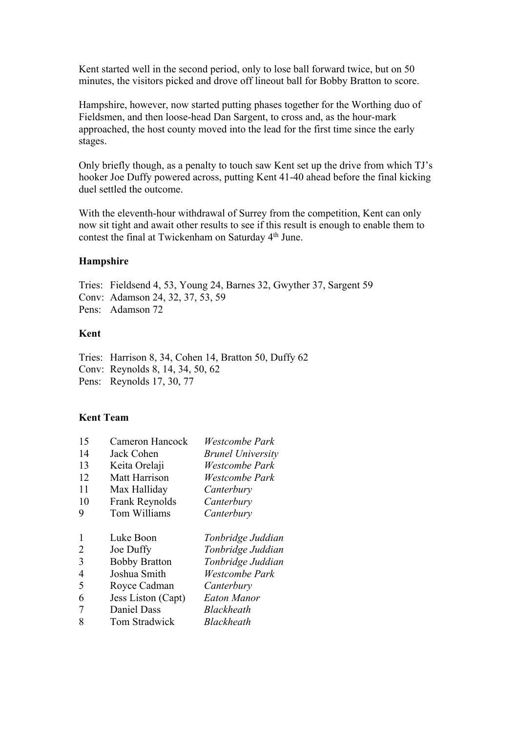Kent started well in the second period, only to lose ball forward twice, but on 50 minutes, the visitors picked and drove off lineout ball for Bobby Bratton to score.

Hampshire, however, now started putting phases together for the Worthing duo of Fieldsmen, and then loose-head Dan Sargent, to cross and, as the hour-mark approached, the host county moved into the lead for the first time since the early stages.

Only briefly though, as a penalty to touch saw Kent set up the drive from which TJ's hooker Joe Duffy powered across, putting Kent 41-40 ahead before the final kicking duel settled the outcome.

With the eleventh-hour withdrawal of Surrey from the competition, Kent can only now sit tight and await other results to see if this result is enough to enable them to contest the final at Twickenham on Saturday 4th June.

**Hampshire**

Tries: Fieldsend 4, 53, Young 24, Barnes 32, Gwyther 37, Sargent 59
Conv: Adamson 24, 32, 37, 53, 59
Pens: Adamson 72

**Kent**

Tries: Harrison 8, 34, Cohen 14, Bratton 50, Duffy 62
Conv: Reynolds 8, 14, 34, 50, 62
Pens: Reynolds 17, 30, 77

**Kent Team**

| | | |
|---|---|---|
| 15 | Cameron Hancock | *Westcombe Park* |
| 14 | Jack Cohen | *Brunel University* |
| 13 | Keita Orelaji | *Westcombe Park* |
| 12 | Matt Harrison | *Westcombe Park* |
| 11 | Max Halliday | *Canterbury* |
| 10 | Frank Reynolds | *Canterbury* |
| 9 | Tom Williams | *Canterbury* |
| | | |
| 1 | Luke Boon | *Tonbridge Juddian* |
| 2 | Joe Duffy | *Tonbridge Juddian* |
| 3 | Bobby Bratton | *Tonbridge Juddian* |
| 4 | Joshua Smith | *Westcombe Park* |
| 5 | Royce Cadman | *Canterbury* |
| 6 | Jess Liston (Capt) | *Eaton Manor* |
| 7 | Daniel Dass | *Blackheath* |
| 8 | Tom Stradwick | *Blackheath* |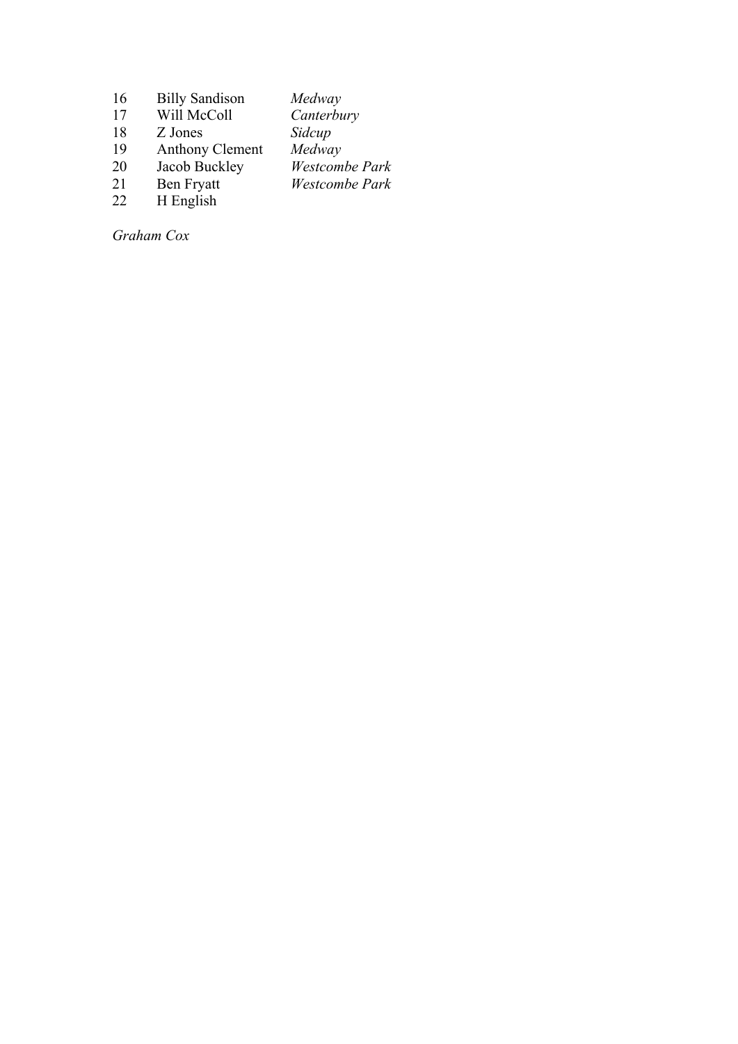| | | |
|---|---|---|
| 16 | Billy Sandison | *Medway* |
| 17 | Will McColl | *Canterbury* |
| 18 | Z Jones | *Sidcup* |
| 19 | Anthony Clement | *Medway* |
| 20 | Jacob Buckley | *Westcombe Park* |
| 21 | Ben Fryatt | *Westcombe Park* |
| 22 | H English | |

*Graham Cox*